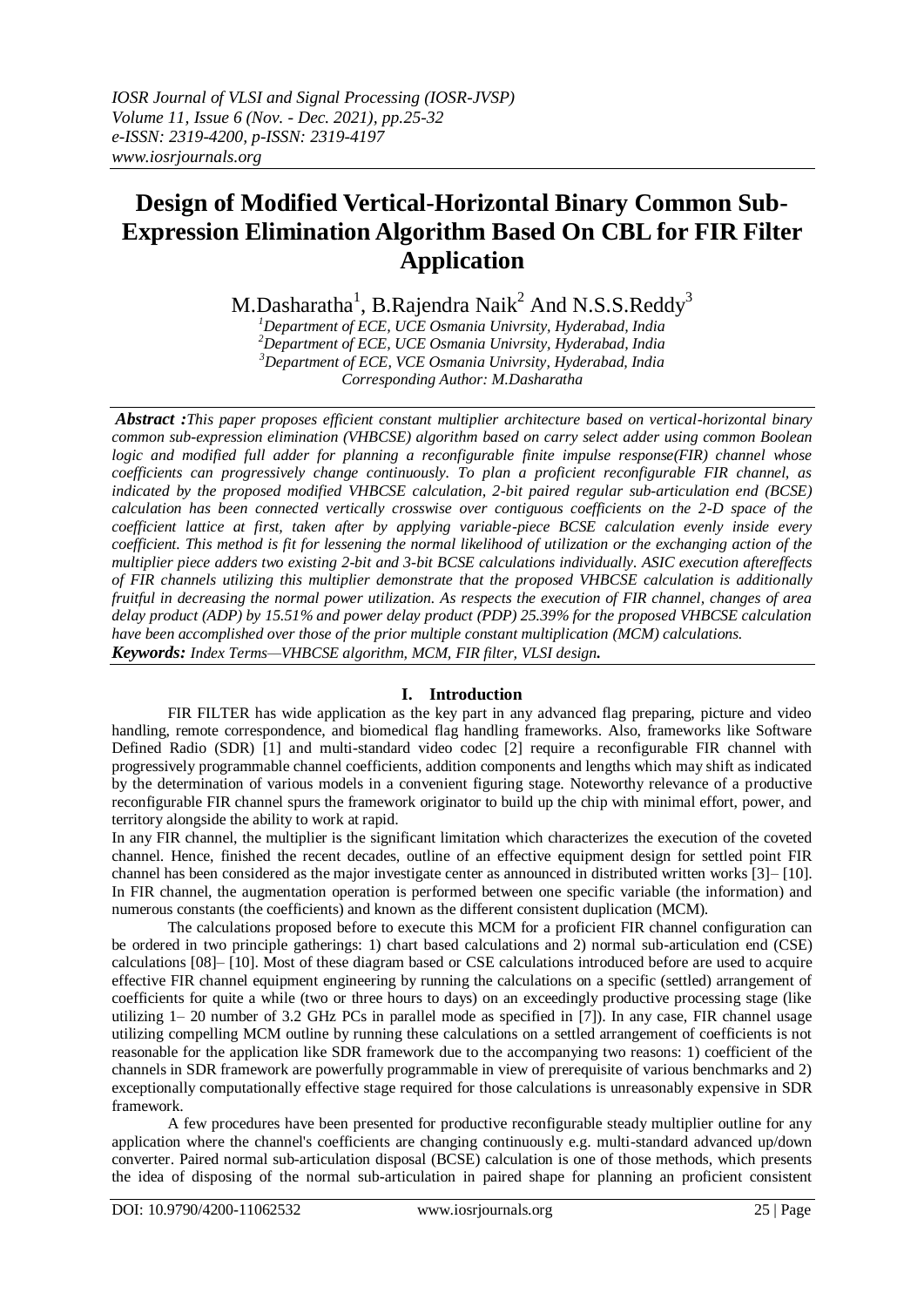# Design of Modified Vertical-Horizontal Binary Common Sub-Expression Elimination Algorithm Based On CBL for FIR Filter Application

M.Dasharatha[1], B.Rajendra Naik[2] And N.S.S.Reddy[3]

[1]*Department of ECE, UCE Osmania Univrsity, Hyderabad, India*
[2]*Department of ECE, UCE Osmania Univrsity, Hyderabad, India*
[3]*Department of ECE, VCE Osmania Univrsity, Hyderabad, India*
*Corresponding Author: M.Dasharatha*

***Abstract :****This paper proposes efficient constant multiplier architecture based on vertical-horizontal binary common sub-expression elimination (VHBCSE) algorithm based on carry select adder using common Boolean logic and modified full adder for planning a reconfigurable finite impulse response(FIR) channel whose coefficients can progressively change continuously. To plan a proficient reconfigurable FIR channel, as indicated by the proposed modified VHBCSE calculation, 2-bit paired regular sub-articulation end (BCSE) calculation has been connected vertically crosswise over contiguous coefficients on the 2-D space of the coefficient lattice at first, taken after by applying variable-piece BCSE calculation evenly inside every coefficient. This method is fit for lessening the normal likelihood of utilization or the exchanging action of the multiplier piece adders two existing 2-bit and 3-bit BCSE calculations individually. ASIC execution aftereffects of FIR channels utilizing this multiplier demonstrate that the proposed VHBCSE calculation is additionally fruitful in decreasing the normal power utilization. As respects the execution of FIR channel, changes of area delay product (ADP) by 15.51% and power delay product (PDP) 25.39% for the proposed VHBCSE calculation have been accomplished over those of the prior multiple constant multiplication (MCM) calculations.*

***Keywords:*** *Index Terms—VHBCSE algorithm, MCM, FIR filter, VLSI design****.***

## I. Introduction

FIR FILTER has wide application as the key part in any advanced flag preparing, picture and video handling, remote correspondence, and biomedical flag handling frameworks. Also, frameworks like Software Defined Radio (SDR) [1] and multi-standard video codec [2] require a reconfigurable FIR channel with progressively programmable channel coefficients, addition components and lengths which may shift as indicated by the determination of various models in a convenient figuring stage. Noteworthy relevance of a productive reconfigurable FIR channel spurs the framework originator to build up the chip with minimal effort, power, and territory alongside the ability to work at rapid.

In any FIR channel, the multiplier is the significant limitation which characterizes the execution of the coveted channel. Hence, finished the recent decades, outline of an effective equipment design for settled point FIR channel has been considered as the major investigate center as announced in distributed written works [3]– [10]. In FIR channel, the augmentation operation is performed between one specific variable (the information) and numerous constants (the coefficients) and known as the different consistent duplication (MCM).

The calculations proposed before to execute this MCM for a proficient FIR channel configuration can be ordered in two principle gatherings: 1) chart based calculations and 2) normal sub-articulation end (CSE) calculations [08]– [10]. Most of these diagram based or CSE calculations introduced before are used to acquire effective FIR channel equipment engineering by running the calculations on a specific (settled) arrangement of coefficients for quite a while (two or three hours to days) on an exceedingly productive processing stage (like utilizing 1– 20 number of 3.2 GHz PCs in parallel mode as specified in [7]). In any case, FIR channel usage utilizing compelling MCM outline by running these calculations on a settled arrangement of coefficients is not reasonable for the application like SDR framework due to the accompanying two reasons: 1) coefficient of the channels in SDR framework are powerfully programmable in view of prerequisite of various benchmarks and 2) exceptionally computationally effective stage required for those calculations is unreasonably expensive in SDR framework.

A few procedures have been presented for productive reconfigurable steady multiplier outline for any application where the channel's coefficients are changing continuously e.g. multi-standard advanced up/down converter. Paired normal sub-articulation disposal (BCSE) calculation is one of those methods, which presents the idea of disposing of the normal sub-articulation in paired shape for planning an proficient consistent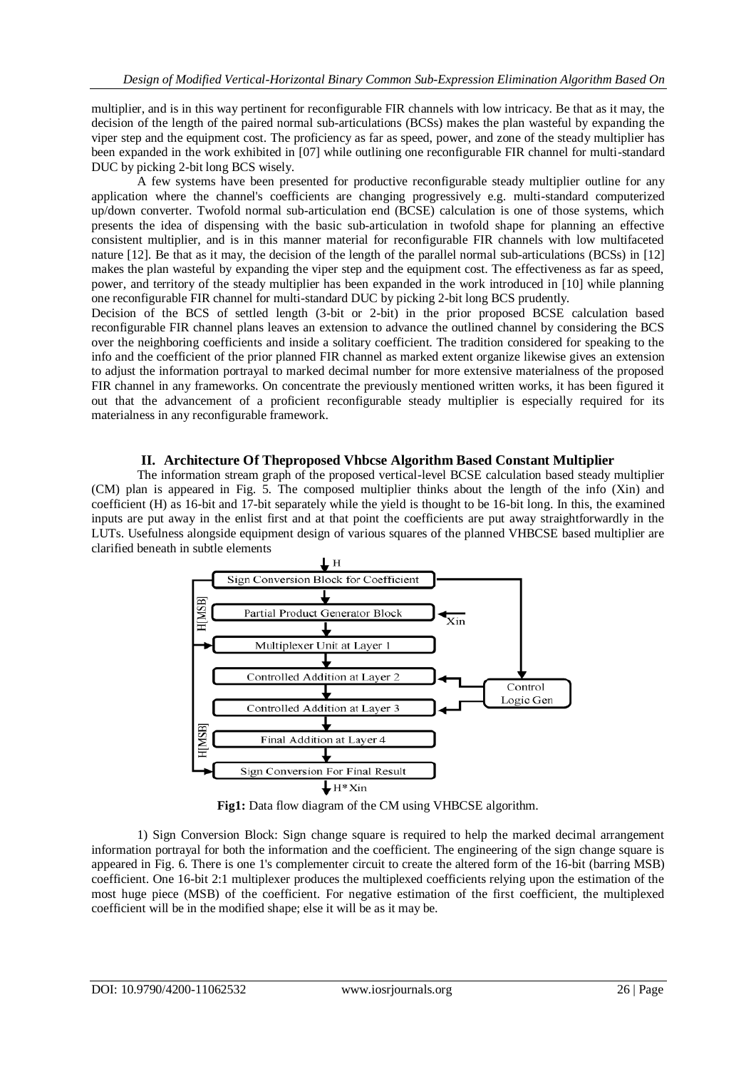multiplier, and is in this way pertinent for reconfigurable FIR channels with low intricacy. Be that as it may, the decision of the length of the paired normal sub-articulations (BCSs) makes the plan wasteful by expanding the viper step and the equipment cost. The proficiency as far as speed, power, and zone of the steady multiplier has been expanded in the work exhibited in [07] while outlining one reconfigurable FIR channel for multi-standard DUC by picking 2-bit long BCS wisely.

A few systems have been presented for productive reconfigurable steady multiplier outline for any application where the channel's coefficients are changing progressively e.g. multi-standard computerized up/down converter. Twofold normal sub-articulation end (BCSE) calculation is one of those systems, which presents the idea of dispensing with the basic sub-articulation in twofold shape for planning an effective consistent multiplier, and is in this manner material for reconfigurable FIR channels with low multifaceted nature [12]. Be that as it may, the decision of the length of the parallel normal sub-articulations (BCSs) in [12] makes the plan wasteful by expanding the viper step and the equipment cost. The effectiveness as far as speed, power, and territory of the steady multiplier has been expanded in the work introduced in [10] while planning one reconfigurable FIR channel for multi-standard DUC by picking 2-bit long BCS prudently.

Decision of the BCS of settled length (3-bit or 2-bit) in the prior proposed BCSE calculation based reconfigurable FIR channel plans leaves an extension to advance the outlined channel by considering the BCS over the neighboring coefficients and inside a solitary coefficient. The tradition considered for speaking to the info and the coefficient of the prior planned FIR channel as marked extent organize likewise gives an extension to adjust the information portrayal to marked decimal number for more extensive materialness of the proposed FIR channel in any frameworks. On concentrate the previously mentioned written works, it has been figured it out that the advancement of a proficient reconfigurable steady multiplier is especially required for its materialness in any reconfigurable framework.

## II. Architecture Of Theproposed Vhbcse Algorithm Based Constant Multiplier

The information stream graph of the proposed vertical-level BCSE calculation based steady multiplier (CM) plan is appeared in Fig. 5. The composed multiplier thinks about the length of the info (Xin) and coefficient (H) as 16-bit and 17-bit separately while the yield is thought to be 16-bit long. In this, the examined inputs are put away in the enlist first and at that point the coefficients are put away straightforwardly in the LUTs. Usefulness alongside equipment design of various squares of the planned VHBCSE based multiplier are clarified beneath in subtle elements

**Fig1:** Data flow diagram of the CM using VHBCSE algorithm.

1) Sign Conversion Block: Sign change square is required to help the marked decimal arrangement information portrayal for both the information and the coefficient. The engineering of the sign change square is appeared in Fig. 6. There is one 1's complementer circuit to create the altered form of the 16-bit (barring MSB) coefficient. One 16-bit 2:1 multiplexer produces the multiplexed coefficients relying upon the estimation of the most huge piece (MSB) of the coefficient. For negative estimation of the first coefficient, the multiplexed coefficient will be in the modified shape; else it will be as it may be.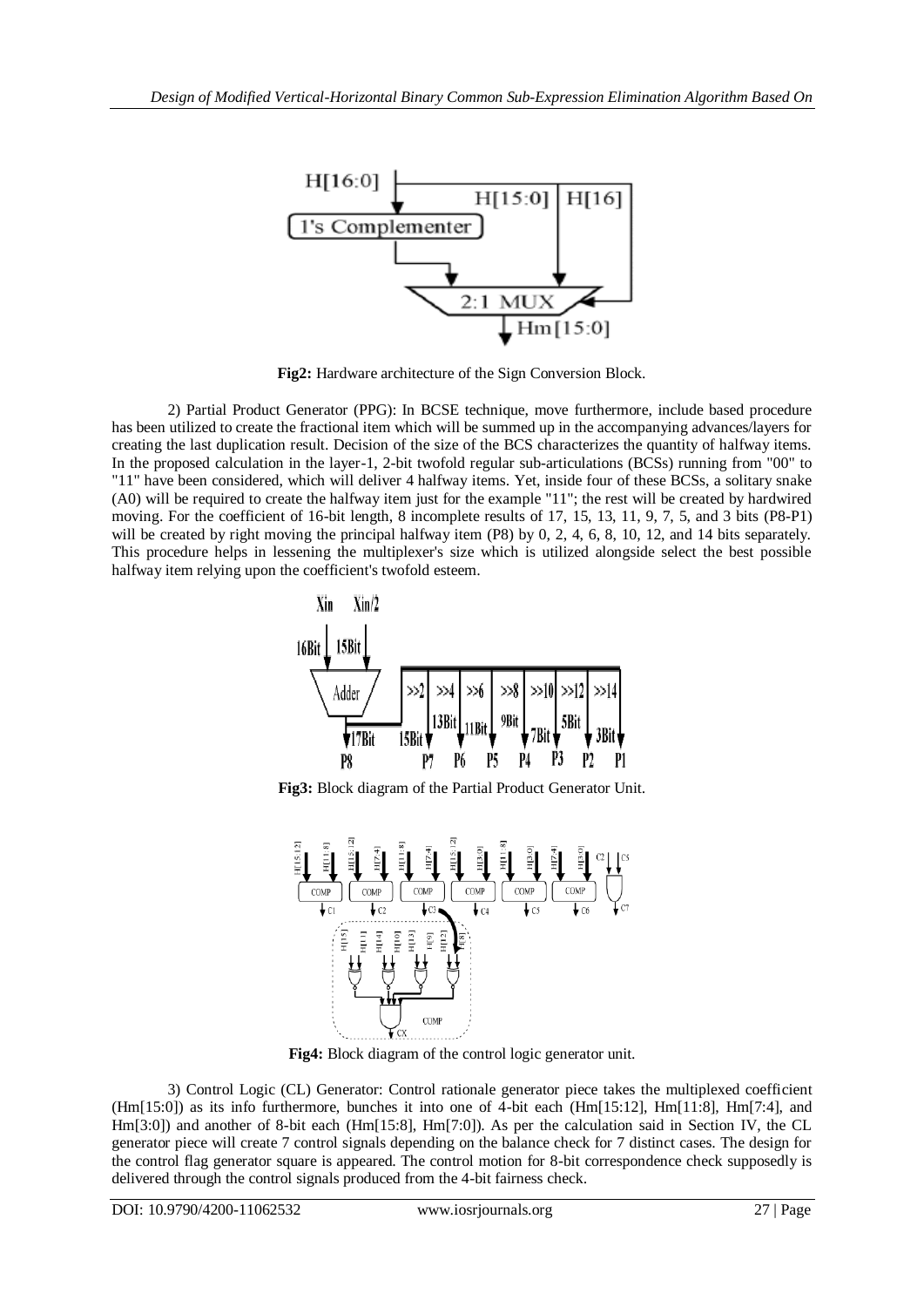**Fig2:** Hardware architecture of the Sign Conversion Block.

2) Partial Product Generator (PPG): In BCSE technique, move furthermore, include based procedure has been utilized to create the fractional item which will be summed up in the accompanying advances/layers for creating the last duplication result. Decision of the size of the BCS characterizes the quantity of halfway items. In the proposed calculation in the layer-1, 2-bit twofold regular sub-articulations (BCSs) running from "00" to "11" have been considered, which will deliver 4 halfway items. Yet, inside four of these BCSs, a solitary snake (A0) will be required to create the halfway item just for the example "11"; the rest will be created by hardwired moving. For the coefficient of 16-bit length, 8 incomplete results of 17, 15, 13, 11, 9, 7, 5, and 3 bits (P8-P1) will be created by right moving the principal halfway item (P8) by 0, 2, 4, 6, 8, 10, 12, and 14 bits separately. This procedure helps in lessening the multiplexer's size which is utilized alongside select the best possible halfway item relying upon the coefficient's twofold esteem.

**Fig3:** Block diagram of the Partial Product Generator Unit.

**Fig4:** Block diagram of the control logic generator unit.

3) Control Logic (CL) Generator: Control rationale generator piece takes the multiplexed coefficient (Hm[15:0]) as its info furthermore, bunches it into one of 4-bit each (Hm[15:12], Hm[11:8], Hm[7:4], and Hm[3:0]) and another of 8-bit each (Hm[15:8], Hm[7:0]). As per the calculation said in Section IV, the CL generator piece will create 7 control signals depending on the balance check for 7 distinct cases. The design for the control flag generator square is appeared. The control motion for 8-bit correspondence check supposedly is delivered through the control signals produced from the 4-bit fairness check.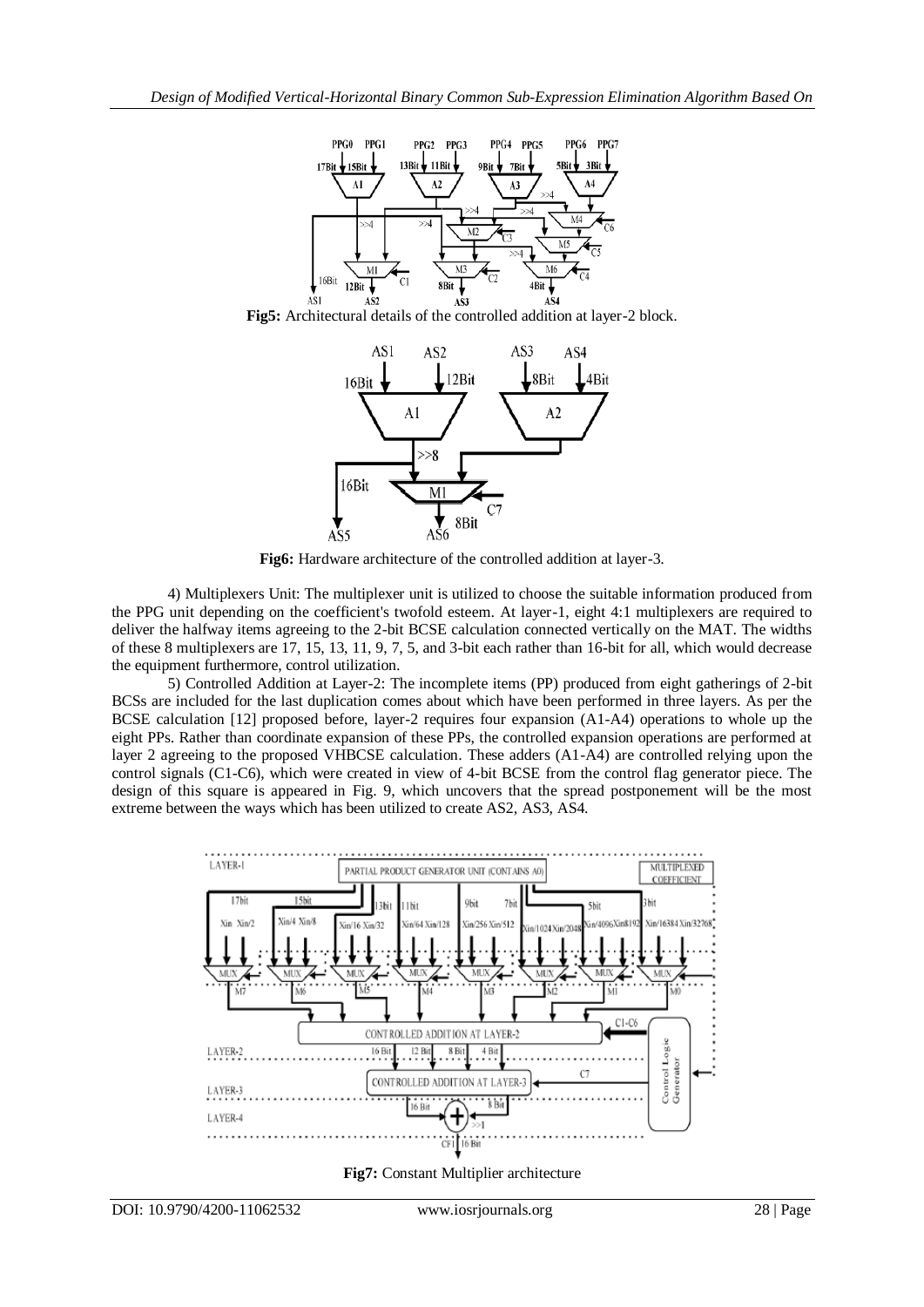**Fig5:** Architectural details of the controlled addition at layer-2 block.

**Fig6:** Hardware architecture of the controlled addition at layer-3.

4) Multiplexers Unit: The multiplexer unit is utilized to choose the suitable information produced from the PPG unit depending on the coefficient's twofold esteem. At layer-1, eight 4:1 multiplexers are required to deliver the halfway items agreeing to the 2-bit BCSE calculation connected vertically on the MAT. The widths of these 8 multiplexers are 17, 15, 13, 11, 9, 7, 5, and 3-bit each rather than 16-bit for all, which would decrease the equipment furthermore, control utilization.

5) Controlled Addition at Layer-2: The incomplete items (PP) produced from eight gatherings of 2-bit BCSs are included for the last duplication comes about which have been performed in three layers. As per the BCSE calculation [12] proposed before, layer-2 requires four expansion (A1-A4) operations to whole up the eight PPs. Rather than coordinate expansion of these PPs, the controlled expansion operations are performed at layer 2 agreeing to the proposed VHBCSE calculation. These adders (A1-A4) are controlled relying upon the control signals (C1-C6), which were created in view of 4-bit BCSE from the control flag generator piece. The design of this square is appeared in Fig. 9, which uncovers that the spread postponement will be the most extreme between the ways which has been utilized to create AS2, AS3, AS4.

**Fig7:** Constant Multiplier architecture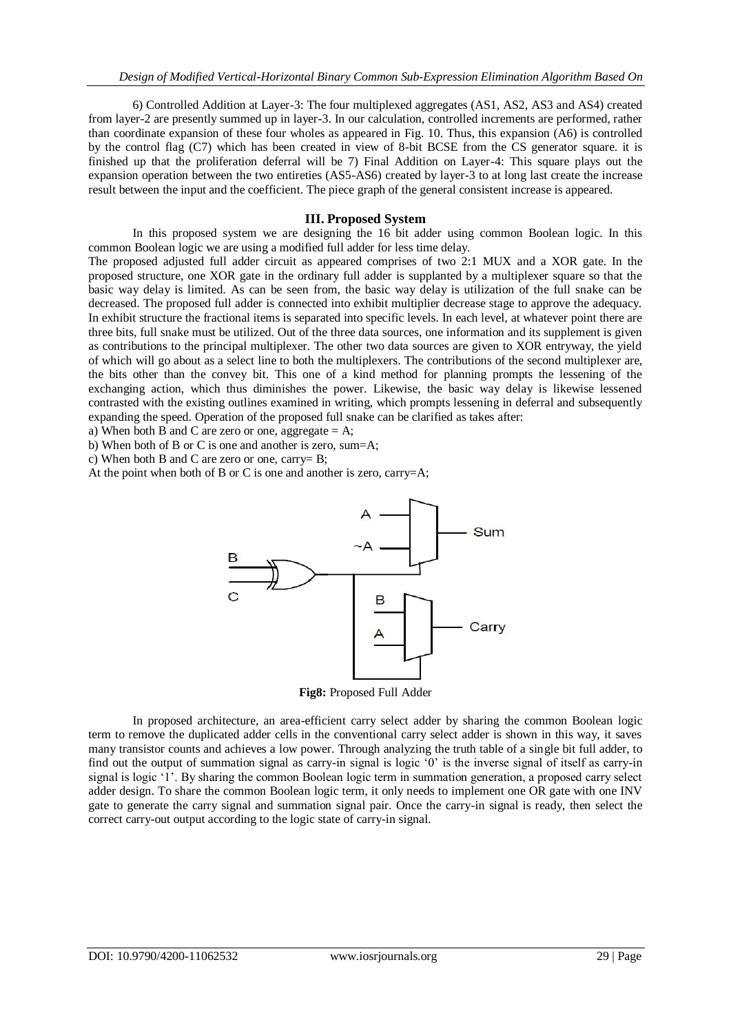6) Controlled Addition at Layer-3: The four multiplexed aggregates (AS1, AS2, AS3 and AS4) created from layer-2 are presently summed up in layer-3. In our calculation, controlled increments are performed, rather than coordinate expansion of these four wholes as appeared in Fig. 10. Thus, this expansion (A6) is controlled by the control flag (C7) which has been created in view of 8-bit BCSE from the CS generator square. it is finished up that the proliferation deferral will be 7) Final Addition on Layer-4: This square plays out the expansion operation between the two entireties (AS5-AS6) created by layer-3 to at long last create the increase result between the input and the coefficient. The piece graph of the general consistent increase is appeared.

## III. Proposed System

In this proposed system we are designing the 16 bit adder using common Boolean logic. In this common Boolean logic we are using a modified full adder for less time delay.

The proposed adjusted full adder circuit as appeared comprises of two 2:1 MUX and a XOR gate. In the proposed structure, one XOR gate in the ordinary full adder is supplanted by a multiplexer square so that the basic way delay is limited. As can be seen from, the basic way delay is utilization of the full snake can be decreased. The proposed full adder is connected into exhibit multiplier decrease stage to approve the adequacy. In exhibit structure the fractional items is separated into specific levels. In each level, at whatever point there are three bits, full snake must be utilized. Out of the three data sources, one information and its supplement is given as contributions to the principal multiplexer. The other two data sources are given to XOR entryway, the yield of which will go about as a select line to both the multiplexers. The contributions of the second multiplexer are, the bits other than the convey bit. This one of a kind method for planning prompts the lessening of the exchanging action, which thus diminishes the power. Likewise, the basic way delay is likewise lessened contrasted with the existing outlines examined in writing, which prompts lessening in deferral and subsequently expanding the speed. Operation of the proposed full snake can be clarified as takes after:

a) When both B and C are zero or one, aggregate = A;

b) When both of B or C is one and another is zero, sum=A;

c) When both B and C are zero or one, carry= B;

At the point when both of B or C is one and another is zero, carry=A;

**Fig8:** Proposed Full Adder

In proposed architecture, an area-efficient carry select adder by sharing the common Boolean logic term to remove the duplicated adder cells in the conventional carry select adder is shown in this way, it saves many transistor counts and achieves a low power. Through analyzing the truth table of a single bit full adder, to find out the output of summation signal as carry-in signal is logic '0' is the inverse signal of itself as carry-in signal is logic '1'. By sharing the common Boolean logic term in summation generation, a proposed carry select adder design. To share the common Boolean logic term, it only needs to implement one OR gate with one INV gate to generate the carry signal and summation signal pair. Once the carry-in signal is ready, then select the correct carry-out output according to the logic state of carry-in signal.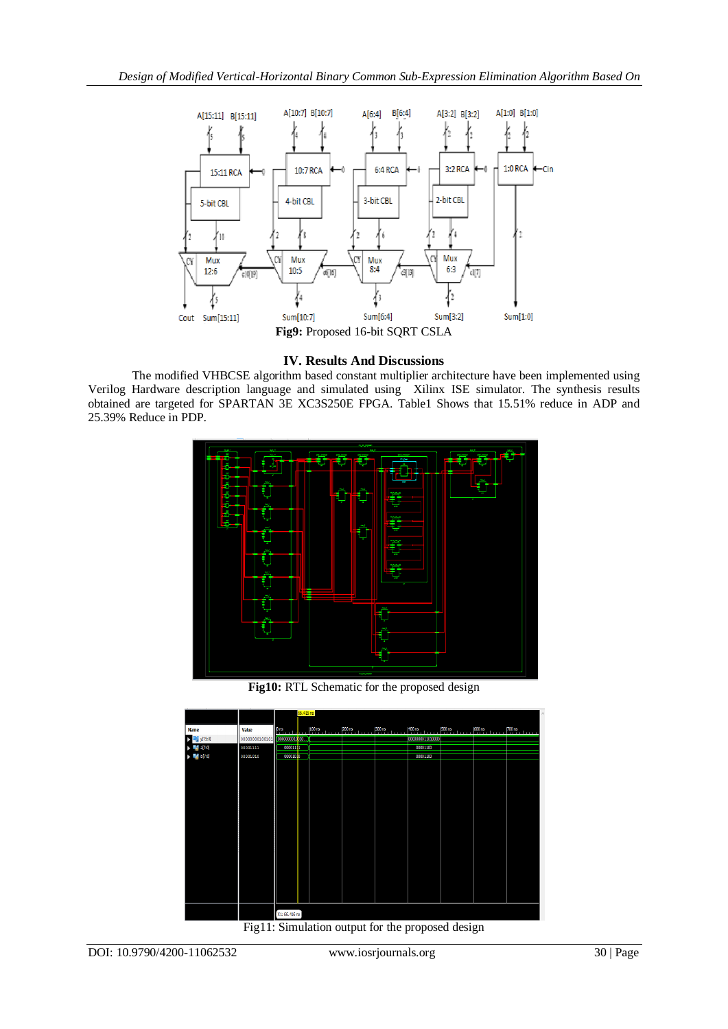Fig9: Proposed 16-bit SQRT CSLA

## IV. Results And Discussions

The modified VHBCSE algorithm based constant multiplier architecture have been implemented using Verilog Hardware description language and simulated using Xilinx ISE simulator. The synthesis results obtained are targeted for SPARTAN 3E XC3S250E FPGA. Table1 Shows that 15.51% reduce in ADP and 25.39% Reduce in PDP.

**Fig10:** RTL Schematic for the proposed design

Fig11: Simulation output for the proposed design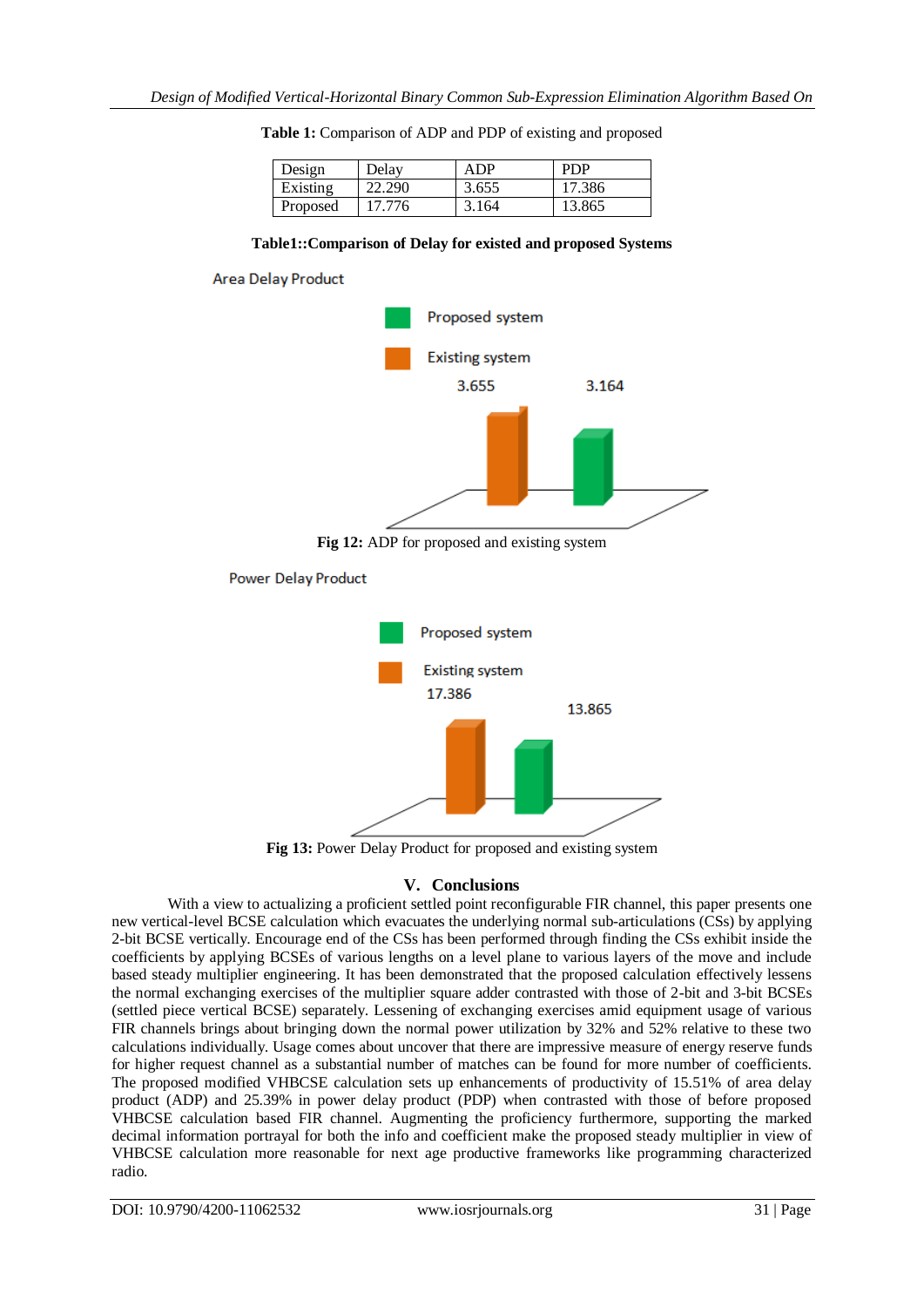**Table 1:** Comparison of ADP and PDP of existing and proposed

| Design | Delay | ADP | PDP |
|---|---|---|---|
| Existing | 22.290 | 3.655 | 17.386 |
| Proposed | 17.776 | 3.164 | 13.865 |

**Table1::Comparison of Delay for existed and proposed Systems**

Area Delay Product

Proposed system

Existing system

3.655 3.164

**Fig 12:** ADP for proposed and existing system

Power Delay Product

Proposed system

Existing system

17.386 13.865

**Fig 13:** Power Delay Product for proposed and existing system

## V. Conclusions

With a view to actualizing a proficient settled point reconfigurable FIR channel, this paper presents one new vertical-level BCSE calculation which evacuates the underlying normal sub-articulations (CSs) by applying 2-bit BCSE vertically. Encourage end of the CSs has been performed through finding the CSs exhibit inside the coefficients by applying BCSEs of various lengths on a level plane to various layers of the move and include based steady multiplier engineering. It has been demonstrated that the proposed calculation effectively lessens the normal exchanging exercises of the multiplier square adder contrasted with those of 2-bit and 3-bit BCSEs (settled piece vertical BCSE) separately. Lessening of exchanging exercises amid equipment usage of various FIR channels brings about bringing down the normal power utilization by 32% and 52% relative to these two calculations individually. Usage comes about uncover that there are impressive measure of energy reserve funds for higher request channel as a substantial number of matches can be found for more number of coefficients. The proposed modified VHBCSE calculation sets up enhancements of productivity of 15.51% of area delay product (ADP) and 25.39% in power delay product (PDP) when contrasted with those of before proposed VHBCSE calculation based FIR channel. Augmenting the proficiency furthermore, supporting the marked decimal information portrayal for both the info and coefficient make the proposed steady multiplier in view of VHBCSE calculation more reasonable for next age productive frameworks like programming characterized radio.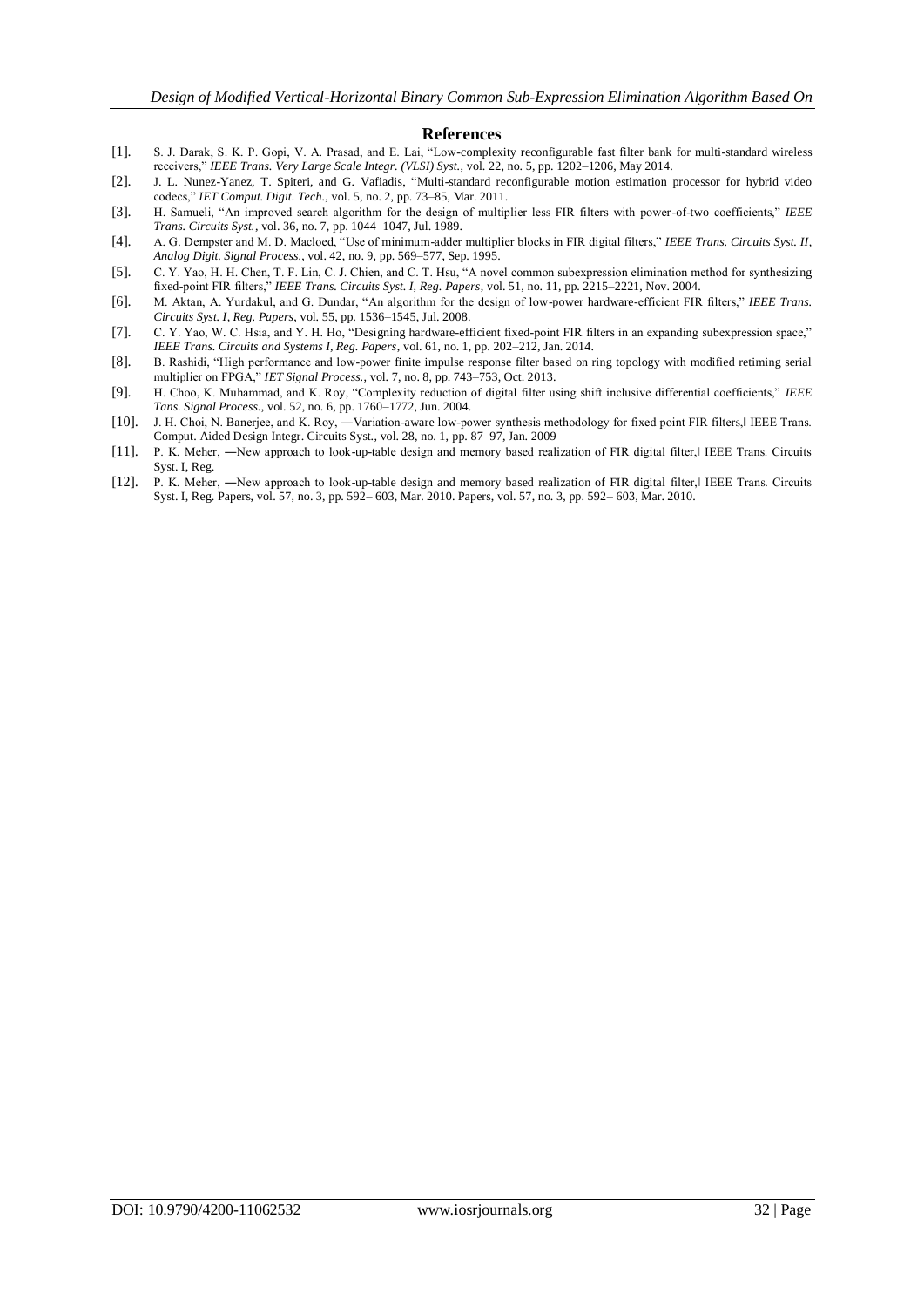## References

[1]. S. J. Darak, S. K. P. Gopi, V. A. Prasad, and E. Lai, "Low-complexity reconfigurable fast filter bank for multi-standard wireless receivers," *IEEE Trans. Very Large Scale Integr. (VLSI) Syst.*, vol. 22, no. 5, pp. 1202–1206, May 2014.

[2]. J. L. Nunez-Yanez, T. Spiteri, and G. Vafiadis, "Multi-standard reconfigurable motion estimation processor for hybrid video codecs," *IET Comput. Digit. Tech.*, vol. 5, no. 2, pp. 73–85, Mar. 2011.

[3]. H. Samueli, "An improved search algorithm for the design of multiplier less FIR filters with power-of-two coefficients," *IEEE Trans. Circuits Syst.*, vol. 36, no. 7, pp. 1044–1047, Jul. 1989.

[4]. A. G. Dempster and M. D. Macloed, "Use of minimum-adder multiplier blocks in FIR digital filters," *IEEE Trans. Circuits Syst. II, Analog Digit. Signal Process.*, vol. 42, no. 9, pp. 569–577, Sep. 1995.

[5]. C. Y. Yao, H. H. Chen, T. F. Lin, C. J. Chien, and C. T. Hsu, "A novel common subexpression elimination method for synthesizing fixed-point FIR filters," *IEEE Trans. Circuits Syst. I, Reg. Papers*, vol. 51, no. 11, pp. 2215–2221, Nov. 2004.

[6]. M. Aktan, A. Yurdakul, and G. Dundar, "An algorithm for the design of low-power hardware-efficient FIR filters," *IEEE Trans. Circuits Syst. I, Reg. Papers*, vol. 55, pp. 1536–1545, Jul. 2008.

[7]. C. Y. Yao, W. C. Hsia, and Y. H. Ho, "Designing hardware-efficient fixed-point FIR filters in an expanding subexpression space," *IEEE Trans. Circuits and Systems I, Reg. Papers*, vol. 61, no. 1, pp. 202–212, Jan. 2014.

[8]. B. Rashidi, "High performance and low-power finite impulse response filter based on ring topology with modified retiming serial multiplier on FPGA," *IET Signal Process.*, vol. 7, no. 8, pp. 743–753, Oct. 2013.

[9]. H. Choo, K. Muhammad, and K. Roy, "Complexity reduction of digital filter using shift inclusive differential coefficients," *IEEE Tans. Signal Process.*, vol. 52, no. 6, pp. 1760–1772, Jun. 2004.

[10]. J. H. Choi, N. Banerjee, and K. Roy, ―Variation-aware low-power synthesis methodology for fixed point FIR filters,‖ IEEE Trans. Comput. Aided Design Integr. Circuits Syst., vol. 28, no. 1, pp. 87–97, Jan. 2009

[11]. P. K. Meher, ―New approach to look-up-table design and memory based realization of FIR digital filter,‖ IEEE Trans. Circuits Syst. I, Reg.

[12]. P. K. Meher, ―New approach to look-up-table design and memory based realization of FIR digital filter,‖ IEEE Trans. Circuits Syst. I, Reg. Papers, vol. 57, no. 3, pp. 592– 603, Mar. 2010. Papers, vol. 57, no. 3, pp. 592– 603, Mar. 2010.